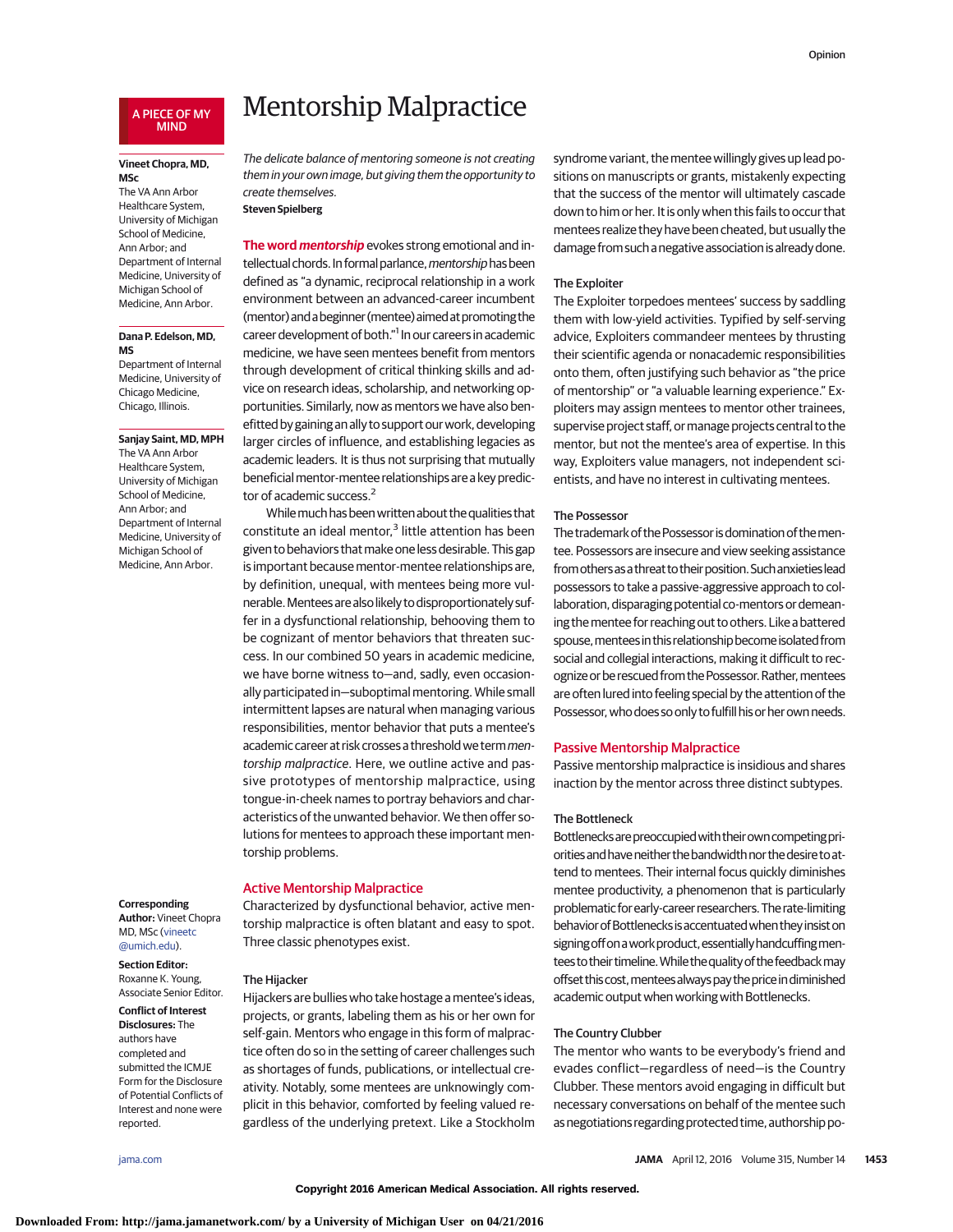A PIECE OF MY MIND

# Mentorship Malpractice

**Vineet Chopra, MD, MSc**
The VA Ann Arbor Healthcare System, University of Michigan School of Medicine, Ann Arbor; and Department of Internal Medicine, University of Michigan School of Medicine, Ann Arbor.

**Dana P. Edelson, MD, MS**
Department of Internal Medicine, University of Chicago Medicine, Chicago, Illinois.

**Sanjay Saint, MD, MPH**
The VA Ann Arbor Healthcare System, University of Michigan School of Medicine, Ann Arbor; and Department of Internal Medicine, University of Michigan School of Medicine, Ann Arbor.

**Corresponding Author:** Vineet Chopra MD, MSc (vineetc@umich.edu).

**Section Editor:** Roxanne K. Young, Associate Senior Editor.

**Conflict of Interest Disclosures:** The authors have completed and submitted the ICMJE Form for the Disclosure of Potential Conflicts of Interest and none were reported.

*The delicate balance of mentoring someone is not creating them in your own image, but giving them the opportunity to create themselves.*
**Steven Spielberg**

**The word *mentorship*** evokes strong emotional and intellectual chords. In formal parlance, *mentorship* has been defined as "a dynamic, reciprocal relationship in a work environment between an advanced-career incumbent (mentor) and a beginner (mentee) aimed at promoting the career development of both."[1] In our careers in academic medicine, we have seen mentees benefit from mentors through development of critical thinking skills and advice on research ideas, scholarship, and networking opportunities. Similarly, now as mentors we have also benefitted by gaining an ally to support our work, developing larger circles of influence, and establishing legacies as academic leaders. It is thus not surprising that mutually beneficial mentor-mentee relationships are a key predictor of academic success.[2]

While much has been written about the qualities that constitute an ideal mentor,[3] little attention has been given to behaviors that make one less desirable. This gap is important because mentor-mentee relationships are, by definition, unequal, with mentees being more vulnerable. Mentees are also likely to disproportionately suffer in a dysfunctional relationship, behooving them to be cognizant of mentor behaviors that threaten success. In our combined 50 years in academic medicine, we have borne witness to—and, sadly, even occasionally participated in—suboptimal mentoring. While small intermittent lapses are natural when managing various responsibilities, mentor behavior that puts a mentee's academic career at risk crosses a threshold we term *mentorship malpractice*. Here, we outline active and passive prototypes of mentorship malpractice, using tongue-in-cheek names to portray behaviors and characteristics of the unwanted behavior. We then offer solutions for mentees to approach these important mentorship problems.

## Active Mentorship Malpractice

Characterized by dysfunctional behavior, active mentorship malpractice is often blatant and easy to spot. Three classic phenotypes exist.

### The Hijacker

Hijackers are bullies who take hostage a mentee's ideas, projects, or grants, labeling them as his or her own for self-gain. Mentors who engage in this form of malpractice often do so in the setting of career challenges such as shortages of funds, publications, or intellectual creativity. Notably, some mentees are unknowingly complicit in this behavior, comforted by feeling valued regardless of the underlying pretext. Like a Stockholm syndrome variant, the mentee willingly gives up lead positions on manuscripts or grants, mistakenly expecting that the success of the mentor will ultimately cascade down to him or her. It is only when this fails to occur that mentees realize they have been cheated, but usually the damage from such a negative association is already done.

### The Exploiter

The Exploiter torpedoes mentees' success by saddling them with low-yield activities. Typified by self-serving advice, Exploiters commandeer mentees by thrusting their scientific agenda or nonacademic responsibilities onto them, often justifying such behavior as "the price of mentorship" or "a valuable learning experience." Exploiters may assign mentees to mentor other trainees, supervise project staff, or manage projects central to the mentor, but not the mentee's area of expertise. In this way, Exploiters value managers, not independent scientists, and have no interest in cultivating mentees.

### The Possessor

The trademark of the Possessor is domination of the mentee. Possessors are insecure and view seeking assistance from others as a threat to their position. Such anxieties lead possessors to take a passive-aggressive approach to collaboration, disparaging potential co-mentors or demeaning the mentee for reaching out to others. Like a battered spouse, mentees in this relationship become isolated from social and collegial interactions, making it difficult to recognize or be rescued from the Possessor. Rather, mentees are often lured into feeling special by the attention of the Possessor, who does so only to fulfill his or her own needs.

## Passive Mentorship Malpractice

Passive mentorship malpractice is insidious and shares inaction by the mentor across three distinct subtypes.

### The Bottleneck

Bottlenecks are preoccupied with their own competing priorities and have neither the bandwidth nor the desire to attend to mentees. Their internal focus quickly diminishes mentee productivity, a phenomenon that is particularly problematic for early-career researchers. The rate-limiting behavior of Bottlenecks is accentuated when they insist on signing off on a work product, essentially handcuffing mentees to their timeline. While the quality of the feedback may offset this cost, mentees always pay the price in diminished academic output when working with Bottlenecks.

### The Country Clubber

The mentor who wants to be everybody's friend and evades conflict—regardless of need—is the Country Clubber. These mentors avoid engaging in difficult but necessary conversations on behalf of the mentee such as negotiations regarding protected time, authorship po-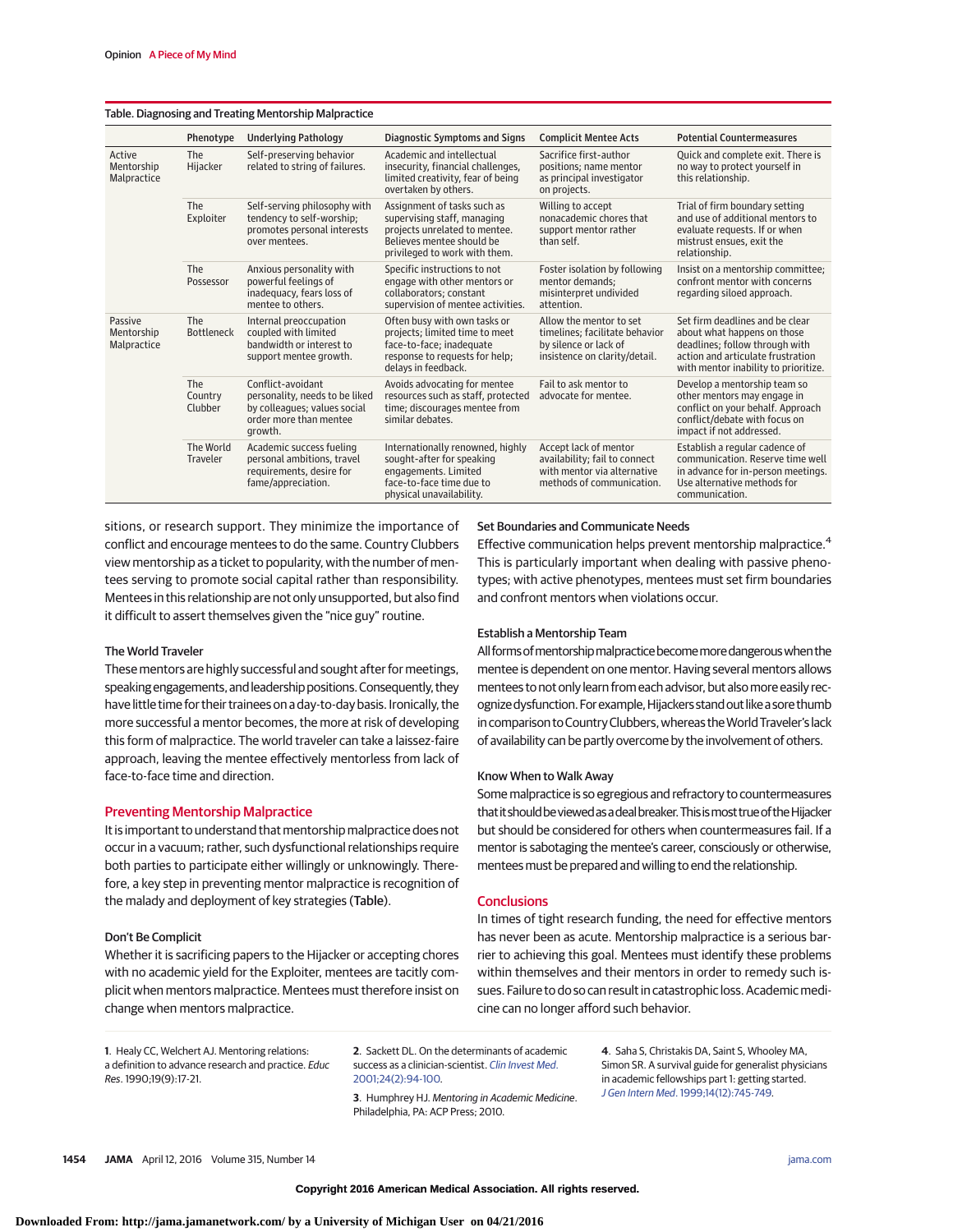Table. Diagnosing and Treating Mentorship Malpractice

| | Phenotype | Underlying Pathology | Diagnostic Symptoms and Signs | Complicit Mentee Acts | Potential Countermeasures |
|---|---|---|---|---|---|
| Active Mentorship Malpractice | The Hijacker | Self-preserving behavior related to string of failures. | Academic and intellectual insecurity, financial challenges, limited creativity, fear of being overtaken by others. | Sacrifice first-author positions; name mentor as principal investigator on projects. | Quick and complete exit. There is no way to protect yourself in this relationship. |
| | The Exploiter | Self-serving philosophy with tendency to self-worship; promotes personal interests over mentees. | Assignment of tasks such as supervising staff, managing projects unrelated to mentee. Believes mentee should be privileged to work with them. | Willing to accept nonacademic chores that support mentor rather than self. | Trial of firm boundary setting and use of additional mentors to evaluate requests. If or when mistrust ensues, exit the relationship. |
| | The Possessor | Anxious personality with powerful feelings of inadequacy, fears loss of mentee to others. | Specific instructions to not engage with other mentors or collaborators; constant supervision of mentee activities. | Foster isolation by following mentor demands; misinterpret undivided attention. | Insist on a mentorship committee; confront mentor with concerns regarding siloed approach. |
| Passive Mentorship Malpractice | The Bottleneck | Internal preoccupation coupled with limited bandwidth or interest to support mentee growth. | Often busy with own tasks or projects; limited time to meet face-to-face; inadequate response to requests for help; delays in feedback. | Allow the mentor to set timelines; facilitate behavior by silence or lack of insistence on clarity/detail. | Set firm deadlines and be clear about what happens on those deadlines; follow through with action and articulate frustration with mentor inability to prioritize. |
| | The Country Clubber | Conflict-avoidant personality, needs to be liked by colleagues; values social order more than mentee growth. | Avoids advocating for mentee resources such as staff, protected time; discourages mentee from similar debates. | Fail to ask mentor to advocate for mentee. | Develop a mentorship team so other mentors may engage in conflict on your behalf. Approach conflict/debate with focus on impact if not addressed. |
| | The World Traveler | Academic success fueling personal ambitions, travel requirements, desire for fame/appreciation. | Internationally renowned, highly sought-after for speaking engagements. Limited face-to-face time due to physical unavailability. | Accept lack of mentor availability; fail to connect with mentor via alternative methods of communication. | Establish a regular cadence of communication. Reserve time well in advance for in-person meetings. Use alternative methods for communication. |

sitions, or research support. They minimize the importance of conflict and encourage mentees to do the same. Country Clubbers view mentorship as a ticket to popularity, with the number of mentees serving to promote social capital rather than responsibility. Mentees in this relationship are not only unsupported, but also find it difficult to assert themselves given the "nice guy" routine.

### The World Traveler

These mentors are highly successful and sought after for meetings, speaking engagements, and leadership positions. Consequently, they have little time for their trainees on a day-to-day basis. Ironically, the more successful a mentor becomes, the more at risk of developing this form of malpractice. The world traveler can take a laissez-faire approach, leaving the mentee effectively mentorless from lack of face-to-face time and direction.

## Preventing Mentorship Malpractice

It is important to understand that mentorship malpractice does not occur in a vacuum; rather, such dysfunctional relationships require both parties to participate either willingly or unknowingly. Therefore, a key step in preventing mentor malpractice is recognition of the malady and deployment of key strategies (Table).

### Don't Be Complicit

Whether it is sacrificing papers to the Hijacker or accepting chores with no academic yield for the Exploiter, mentees are tacitly complicit when mentors malpractice. Mentees must therefore insist on change when mentors malpractice.

### Set Boundaries and Communicate Needs

Effective communication helps prevent mentorship malpractice.[4] This is particularly important when dealing with passive phenotypes; with active phenotypes, mentees must set firm boundaries and confront mentors when violations occur.

### Establish a Mentorship Team

All forms of mentorship malpractice become more dangerous when the mentee is dependent on one mentor. Having several mentors allows mentees to not only learn from each advisor, but also more easily recognize dysfunction. For example, Hijackers stand out like a sore thumb in comparison to Country Clubbers, whereas the World Traveler's lack of availability can be partly overcome by the involvement of others.

### Know When to Walk Away

Some malpractice is so egregious and refractory to countermeasures that it should be viewed as a deal breaker. This is most true of the Hijacker but should be considered for others when countermeasures fail. If a mentor is sabotaging the mentee's career, consciously or otherwise, mentees must be prepared and willing to end the relationship.

## Conclusions

In times of tight research funding, the need for effective mentors has never been as acute. Mentorship malpractice is a serious barrier to achieving this goal. Mentees must identify these problems within themselves and their mentors in order to remedy such issues. Failure to do so can result in catastrophic loss. Academic medicine can no longer afford such behavior.

1. Healy CC, Welchert AJ. Mentoring relations: a definition to advance research and practice. *Educ Res*. 1990;19(9):17-21.
2. Sackett DL. On the determinants of academic success as a clinician-scientist. *Clin Invest Med*. 2001;24(2):94-100.
3. Humphrey HJ. *Mentoring in Academic Medicine*. Philadelphia, PA: ACP Press; 2010.
4. Saha S, Christakis DA, Saint S, Whooley MA, Simon SR. A survival guide for generalist physicians in academic fellowships part 1: getting started. *J Gen Intern Med*. 1999;14(12):745-749.